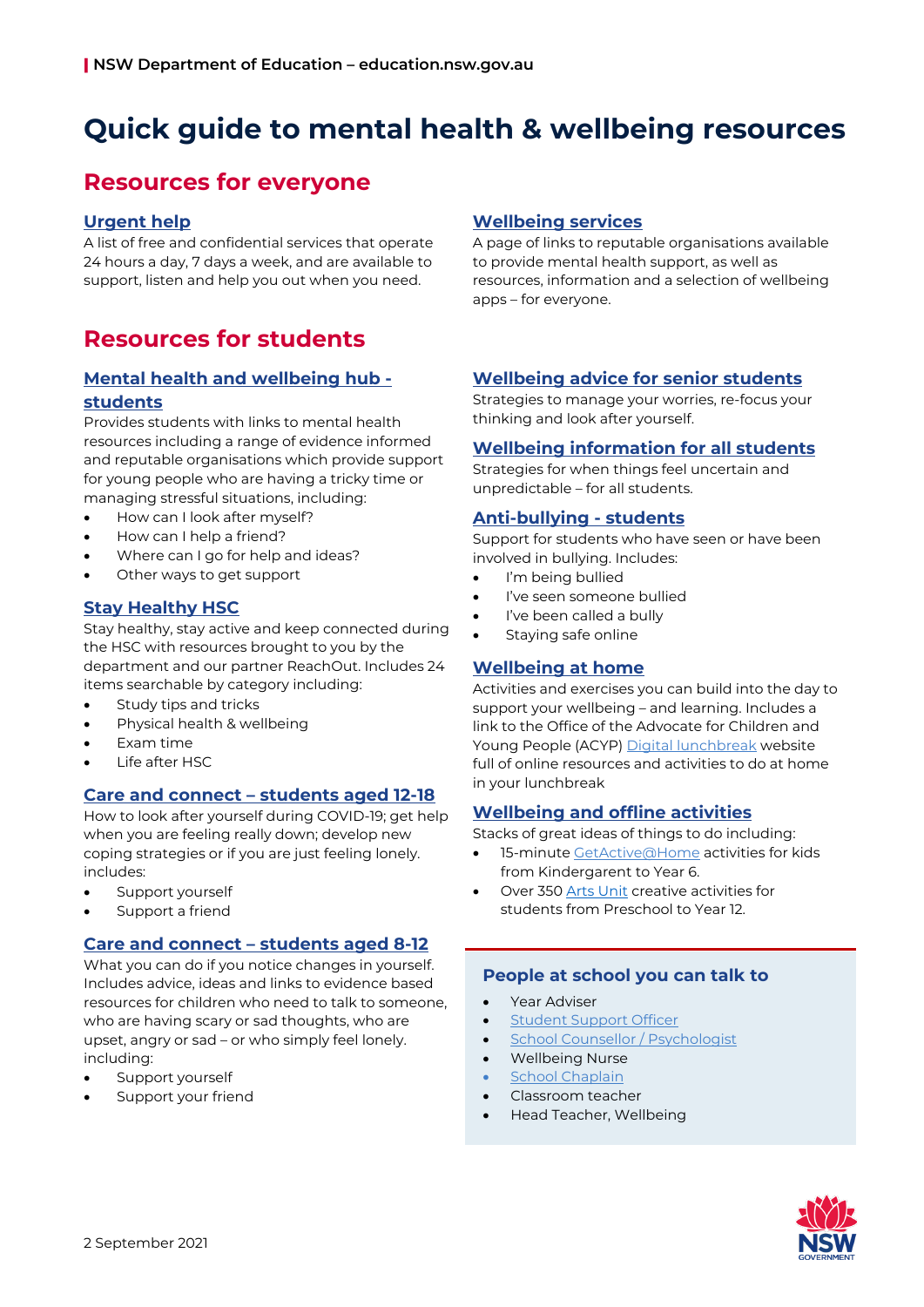# Quick guide to mental health & wellbeing resources

## Resources for everyone

### Urgent help

A list of free and confidential services that operate 24 hours a day, 7 days a week, and are available to support, listen and help you out when you need.

### Wellbeing services

A page of links to reputable organisations available to provide mental health support, as well as resources, information and a selection of wellbeing apps – for everyone.

## Resources for students

### Mental health and wellbeing hub - students

Provides students with links to mental health resources including a range of evidence informed and reputable organisations which provide support for young people who are having a tricky time or managing stressful situations, including:

- How can I look after myself?
- How can I help a friend?
- Where can I go for help and ideas?
- Other ways to get support

### Stay Healthy HSC

Stay healthy, stay active and keep connected during the HSC with resources brought to you by the department and our partner ReachOut. Includes 24 items searchable by category including:

- Study tips and tricks
- Physical health & wellbeing
- Exam time
- Life after HSC

### Care and connect – students aged 12-18

How to look after yourself during COVID-19; get help when you are feeling really down; develop new coping strategies or if you are just feeling lonely. includes:

- Support yourself
- Support a friend

### Care and connect – students aged 8-12

What you can do if you notice changes in yourself. Includes advice, ideas and links to evidence based resources for children who need to talk to someone, who are having scary or sad thoughts, who are upset, angry or sad – or who simply feel lonely. including:

- Support yourself
- Support your friend

### Wellbeing advice for senior students

Strategies to manage your worries, re-focus your thinking and look after yourself.

### Wellbeing information for all students

Strategies for when things feel uncertain and unpredictable – for all students.

### Anti-bullying - students

Support for students who have seen or have been involved in bullying. Includes:

- I'm being bullied
- I've seen someone bullied
- I've been called a bully
- Staying safe online

### Wellbeing at home

Activities and exercises you can build into the day to support your wellbeing – and learning. Includes a link to the Office of the Advocate for Children and Young People (ACYP) Digital lunchbreak website full of online resources and activities to do at home in your lunchbreak

### Wellbeing and offline activities

Stacks of great ideas of things to do including:

- 15-minute GetActive@Home activities for kids from Kindergarent to Year 6.
- Over 350 Arts Unit creative activities for students from Preschool to Year 12.

### People at school you can talk to

- Year Adviser
- Student Support Officer
- School Counsellor / Psychologist
- Wellbeing Nurse
- School Chaplain
- Classroom teacher
- Head Teacher, Wellbeing

2 September 2021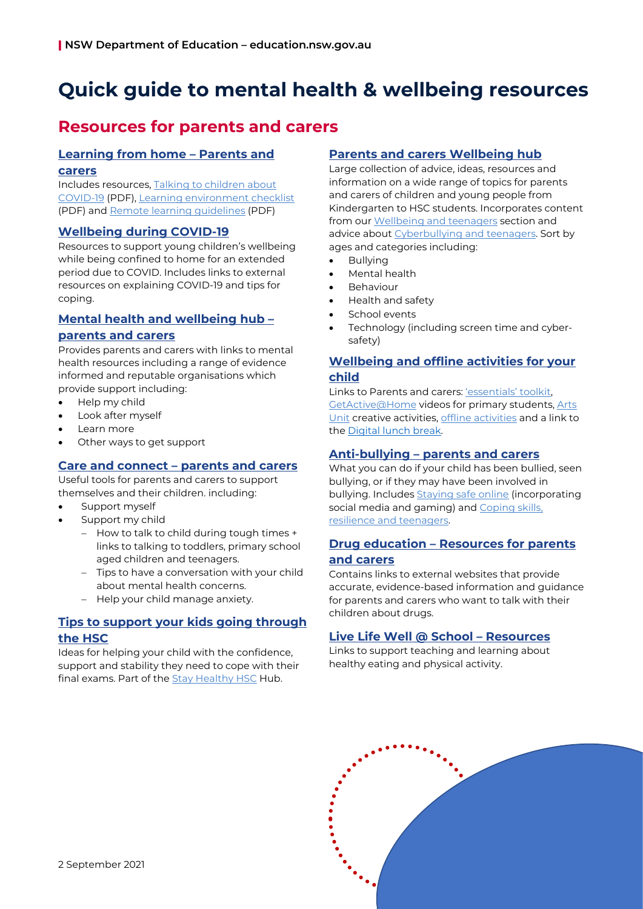// Quick guide to mental health & wellbeing resources

# Quick guide to mental health & wellbeing resources

## Resources for parents and carers

### Learning from home – Parents and carers

Includes resources, Talking to children about COVID-19 (PDF), Learning environment checklist (PDF) and Remote learning guidelines (PDF)

### Wellbeing during COVID-19

Resources to support young children's wellbeing while being confined to home for an extended period due to COVID. Includes links to external resources on explaining COVID-19 and tips for coping.

### Mental health and wellbeing hub – parents and carers

Provides parents and carers with links to mental health resources including a range of evidence informed and reputable organisations which provide support including:

- Help my child
- Look after myself
- Learn more
- Other ways to get support

### Care and connect – parents and carers

Useful tools for parents and carers to support themselves and their children. including:

- Support myself
- Support my child
  - How to talk to child during tough times + links to talking to toddlers, primary school aged children and teenagers.
  - Tips to have a conversation with your child about mental health concerns.
  - Help your child manage anxiety.

### Tips to support your kids going through the HSC

Ideas for helping your child with the confidence, support and stability they need to cope with their final exams. Part of the Stay Healthy HSC Hub.

### Parents and carers Wellbeing hub

Large collection of advice, ideas, resources and information on a wide range of topics for parents and carers of children and young people from Kindergarten to HSC students. Incorporates content from our Wellbeing and teenagers section and advice about Cyberbullying and teenagers. Sort by ages and categories including:

- Bullying
- Mental health
- Behaviour
- Health and safety
- School events
- Technology (including screen time and cyber-safety)

### Wellbeing and offline activities for your child

Links to Parents and carers: 'essentials' toolkit, GetActive@Home videos for primary students, Arts Unit creative activities, offline activities and a link to the Digital lunch break.

### Anti-bullying – parents and carers

What you can do if your child has been bullied, seen bullying, or if they may have been involved in bullying. Includes Staying safe online (incorporating social media and gaming) and Coping skills, resilience and teenagers.

### Drug education – Resources for parents and carers

Contains links to external websites that provide accurate, evidence-based information and guidance for parents and carers who want to talk with their children about drugs.

### Live Life Well @ School – Resources

Links to support teaching and learning about healthy eating and physical activity.

2 September 2021